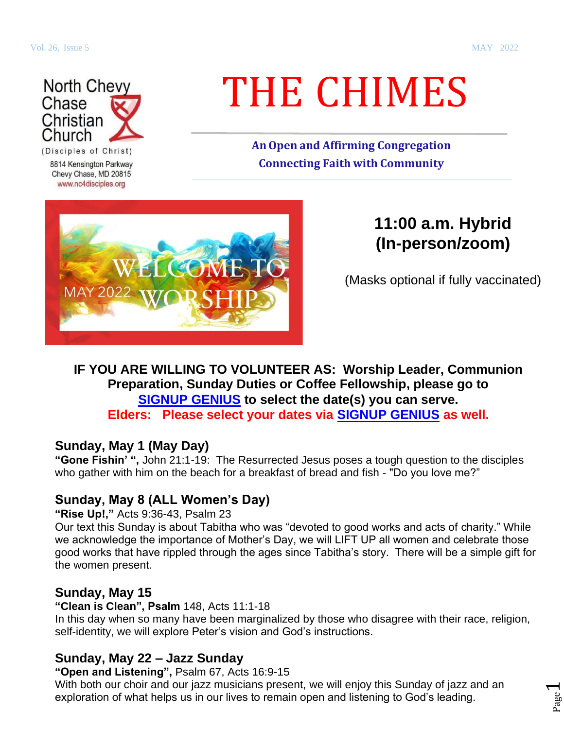North Chevy Chase Christian Church

(Disciples of Christ)

8814 Kensington Parkway
Chevy Chase, MD 20815
www.nc4disciples.org

# THE CHIMES

**An Open and Affirming Congregation**
**Connecting Faith with Community**

WELCOME TO WORSHIP
MAY 2022

## 11:00 a.m. Hybrid (In-person/zoom)

(Masks optional if fully vaccinated)

**IF YOU ARE WILLING TO VOLUNTEER AS: Worship Leader, Communion Preparation, Sunday Duties or Coffee Fellowship, please go to SIGNUP GENIUS to select the date(s) you can serve.**
**Elders: Please select your dates via SIGNUP GENIUS as well.**

### Sunday, May 1 (May Day)

**"Gone Fishin' ",** John 21:1-19: The Resurrected Jesus poses a tough question to the disciples who gather with him on the beach for a breakfast of bread and fish - "Do you love me?"

### Sunday, May 8 (ALL Women's Day)

**"Rise Up!,"** Acts 9:36-43, Psalm 23
Our text this Sunday is about Tabitha who was "devoted to good works and acts of charity." While we acknowledge the importance of Mother's Day, we will LIFT UP all women and celebrate those good works that have rippled through the ages since Tabitha's story. There will be a simple gift for the women present.

### Sunday, May 15

**"Clean is Clean", Psalm** 148, Acts 11:1-18
In this day when so many have been marginalized by those who disagree with their race, religion, self-identity, we will explore Peter's vision and God's instructions.

### Sunday, May 22 – Jazz Sunday

**"Open and Listening",** Psalm 67, Acts 16:9-15
With both our choir and our jazz musicians present, we will enjoy this Sunday of jazz and an exploration of what helps us in our lives to remain open and listening to God's leading.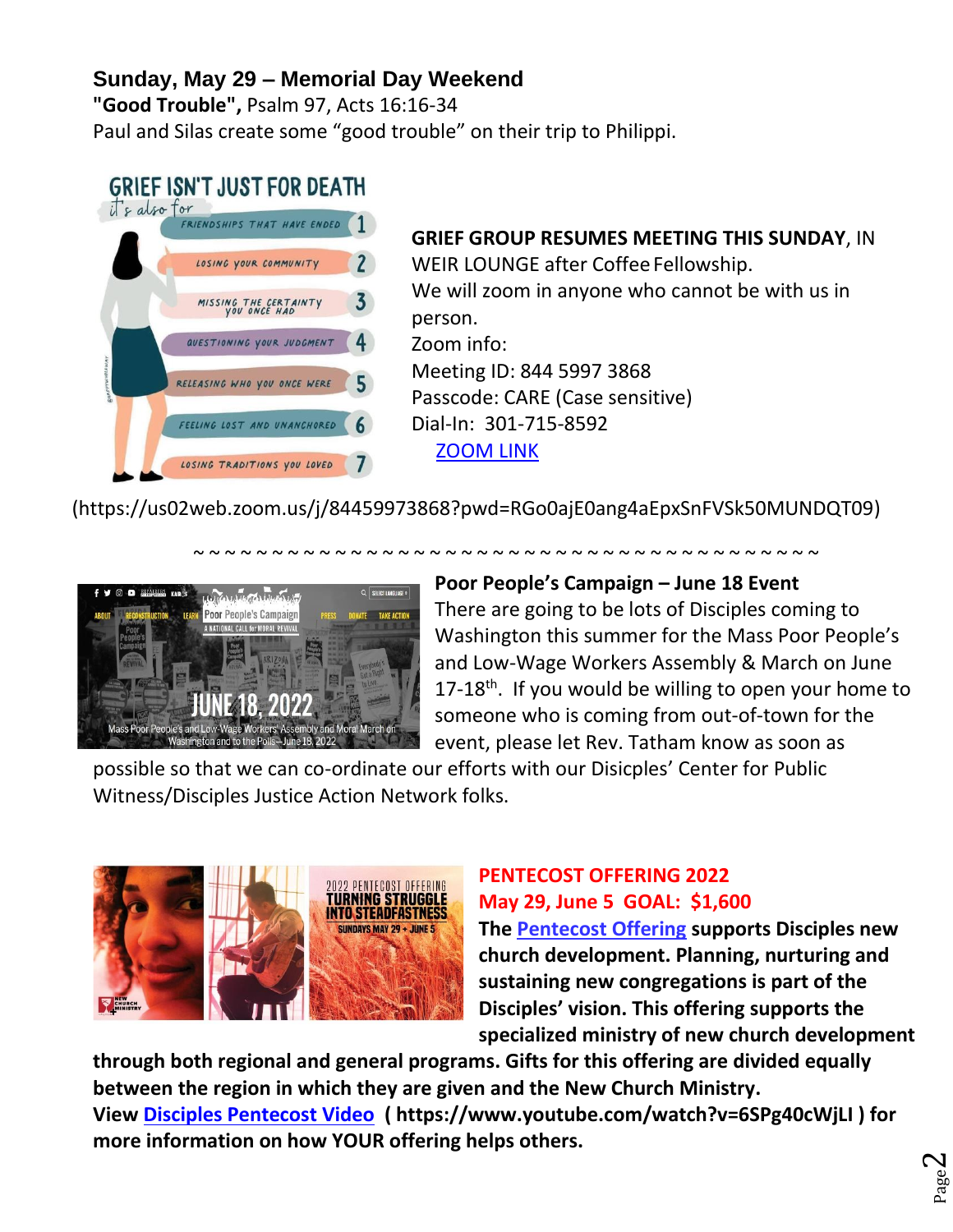**Sunday, May 29 – Memorial Day Weekend**

**"Good Trouble",** Psalm 97, Acts 16:16-34

Paul and Silas create some "good trouble" on their trip to Philippi.

**GRIEF GROUP RESUMES MEETING THIS SUNDAY**, IN WEIR LOUNGE after Coffee Fellowship.

We will zoom in anyone who cannot be with us in person.

Zoom info:

Meeting ID: 844 5997 3868

Passcode: CARE (Case sensitive)

Dial-In: 301-715-8592

ZOOM LINK

(https://us02web.zoom.us/j/84459973868?pwd=RGo0ajE0ang4aEpxSnFVSk50MUNDQT09)

~ ~ ~ ~ ~ ~ ~ ~ ~ ~ ~ ~ ~ ~ ~ ~ ~ ~ ~ ~ ~ ~ ~ ~ ~ ~ ~ ~ ~ ~ ~ ~ ~ ~ ~ ~ ~ ~ ~ ~ ~ ~ ~

**Poor People's Campaign – June 18 Event**

There are going to be lots of Disciples coming to Washington this summer for the Mass Poor People's and Low-Wage Workers Assembly & March on June 17-18th. If you would be willing to open your home to someone who is coming from out-of-town for the event, please let Rev. Tatham know as soon as possible so that we can co-ordinate our efforts with our Disicples' Center for Public Witness/Disciples Justice Action Network folks.

**PENTECOST OFFERING 2022**

**May 29, June 5 GOAL: $1,600**

**The Pentecost Offering supports Disciples new church development. Planning, nurturing and sustaining new congregations is part of the Disciples' vision. This offering supports the specialized ministry of new church development through both regional and general programs. Gifts for this offering are divided equally between the region in which they are given and the New Church Ministry.**

**View Disciples Pentecost Video ( https://www.youtube.com/watch?v=6SPg40cWjLI ) for more information on how YOUR offering helps others.**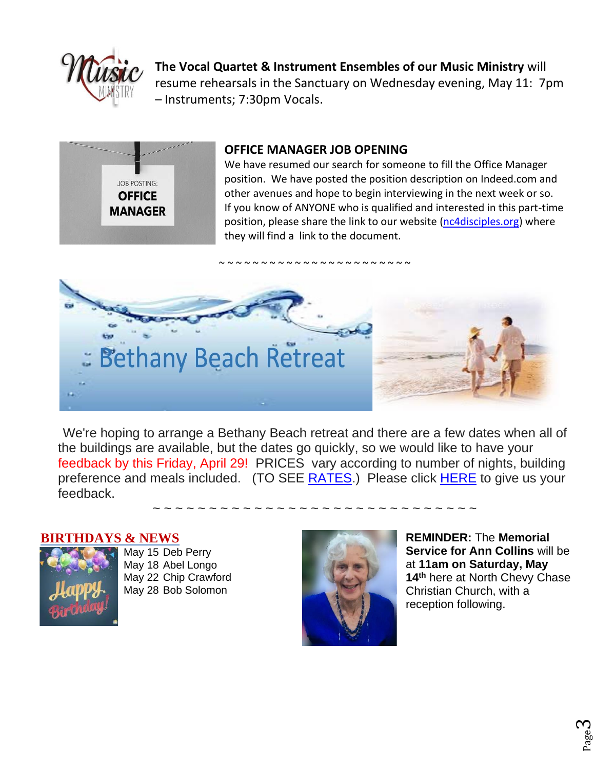**The Vocal Quartet & Instrument Ensembles of our Music Ministry** will resume rehearsals in the Sanctuary on Wednesday evening, May 11: 7pm – Instruments; 7:30pm Vocals.

## OFFICE MANAGER JOB OPENING

We have resumed our search for someone to fill the Office Manager position. We have posted the position description on Indeed.com and other avenues and hope to begin interviewing in the next week or so. If you know of ANYONE who is qualified and interested in this part-time position, please share the link to our website (nc4disciples.org) where they will find a link to the document.

~ ~ ~ ~ ~ ~ ~ ~ ~ ~ ~ ~ ~ ~ ~ ~ ~ ~ ~ ~ ~ ~ ~ ~

## Bethany Beach Retreat

We're hoping to arrange a Bethany Beach retreat and there are a few dates when all of the buildings are available, but the dates go quickly, so we would like to have your feedback by this Friday, April 29! PRICES vary according to number of nights, building preference and meals included. (TO SEE RATES.) Please click HERE to give us your feedback.

~ ~ ~ ~ ~ ~ ~ ~ ~ ~ ~ ~ ~ ~ ~ ~ ~ ~ ~ ~ ~ ~ ~ ~ ~ ~ ~ ~ ~ ~ ~ ~

## BIRTHDAYS & NEWS

May 15 Deb Perry
May 18 Abel Longo
May 22 Chip Crawford
May 28 Bob Solomon

**REMINDER:** The **Memorial Service for Ann Collins** will be at **11am on Saturday, May 14th** here at North Chevy Chase Christian Church, with a reception following.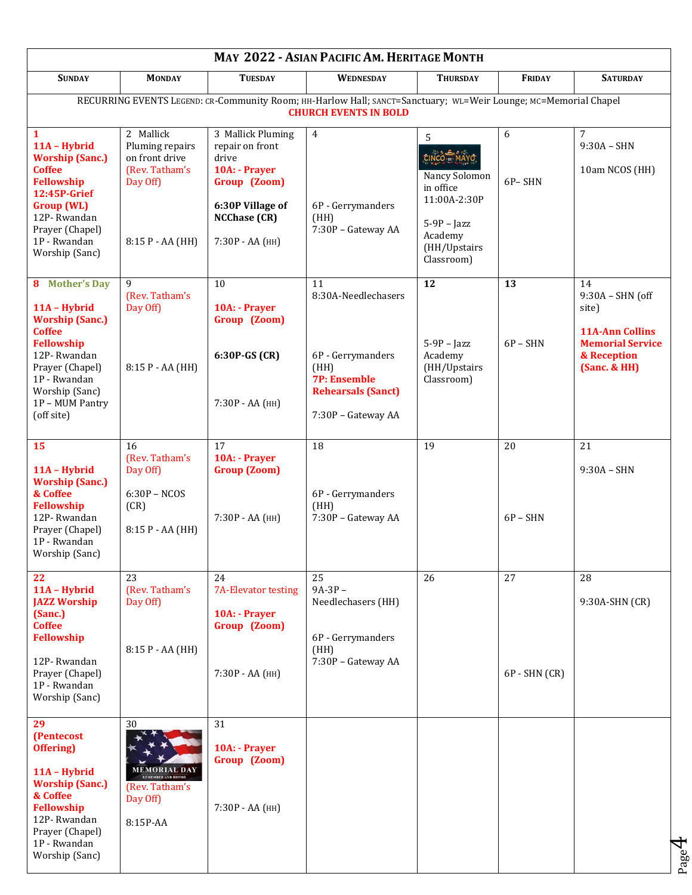# May 2022 - Asian Pacific Am. Heritage Month

RECURRING EVENTS LEGEND: CR-Community Room; HH-Harlow Hall; SANCT=Sanctuary; WL=Weir Lounge; MC=Memorial Chapel
**CHURCH EVENTS IN BOLD**

| Sunday | Monday | Tuesday | Wednesday | Thursday | Friday | Saturday |
|---|---|---|---|---|---|---|
| **1**<br>**11A – Hybrid Worship (Sanc.)**<br>**Coffee Fellowship**<br>**12:45P-Grief Group (WL)**<br>12P- Rwandan Prayer (Chapel)<br>1P - Rwandan Worship (Sanc) | 2 Mallick Pluming repairs on front drive<br>(Rev. Tatham's Day Off)<br><br>8:15 P - AA (HH) | 3 Mallick Pluming repair on front drive<br>**10A: - Prayer Group (Zoom)**<br><br>**6:30P Village of NCChase (CR)**<br><br>7:30P - AA (HH) | 4<br><br>6P - Gerrymanders (HH)<br>7:30P – Gateway AA | 5<br>CINCO DE MAYO<br>Nancy Solomon in office 11:00A-2:30P<br><br>5-9P – Jazz Academy (HH/Upstairs Classroom) | 6<br><br>6P– SHN | 7<br>9:30A – SHN<br><br>10am NCOS (HH) |
| **8 Mother's Day**<br><br>**11A – Hybrid Worship (Sanc.)**<br>**Coffee Fellowship**<br>12P- Rwandan Prayer (Chapel)<br>1P - Rwandan Worship (Sanc)<br>1P – MUM Pantry (off site) | 9<br>(Rev. Tatham's Day Off)<br><br>8:15 P - AA (HH) | 10<br>**10A: - Prayer Group (Zoom)**<br><br>**6:30P-GS (CR)**<br><br>7:30P - AA (HH) | 11<br>8:30A-Needlechasers<br><br>6P - Gerrymanders (HH)<br>**7P: Ensemble Rehearsals (Sanct)**<br><br>7:30P – Gateway AA | **12**<br><br>5-9P – Jazz Academy (HH/Upstairs Classroom) | **13**<br><br>6P – SHN | 14<br>9:30A – SHN (off site)<br><br>**11A-Ann Collins Memorial Service & Reception (Sanc. & HH)** |
| **15**<br><br>**11A – Hybrid Worship (Sanc.) & Coffee Fellowship**<br>12P- Rwandan Prayer (Chapel)<br>1P - Rwandan Worship (Sanc) | 16<br>(Rev. Tatham's Day Off)<br><br>6:30P – NCOS (CR)<br><br>8:15 P - AA (HH) | 17<br>**10A: - Prayer Group (Zoom)**<br><br>7:30P - AA (HH) | 18<br><br>6P - Gerrymanders (HH)<br>7:30P – Gateway AA | 19 | 20<br><br>6P – SHN | 21<br><br>9:30A – SHN |
| **22**<br>**11A – Hybrid JAZZ Worship (Sanc.)**<br>**Coffee Fellowship**<br><br>12P- Rwandan Prayer (Chapel)<br>1P - Rwandan Worship (Sanc) | 23<br>(Rev. Tatham's Day Off)<br><br>8:15 P - AA (HH) | 24<br>7A-Elevator testing<br><br>**10A: - Prayer Group (Zoom)**<br><br>7:30P - AA (HH) | 25<br>9A-3P – Needlechasers (HH)<br><br>6P - Gerrymanders (HH)<br>7:30P – Gateway AA | 26 | 27<br><br>6P - SHN (CR) | 28<br><br>9:30A-SHN (CR) |
| **29**<br>**(Pentecost Offering)**<br><br>**11A – Hybrid Worship (Sanc.) & Coffee Fellowship**<br>12P- Rwandan Prayer (Chapel)<br>1P - Rwandan Worship (Sanc) | 30<br>MEMORIAL DAY<br>REMEMBER AND HONOR<br>(Rev. Tatham's Day Off)<br><br>8:15P-AA | 31<br><br>**10A: - Prayer Group (Zoom)**<br><br>7:30P - AA (HH) | | | | |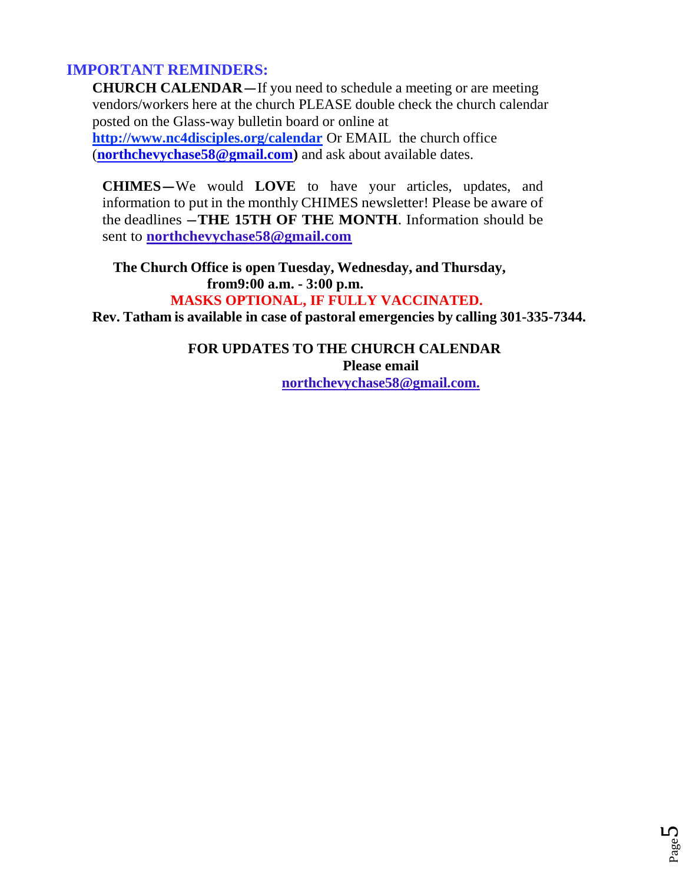## IMPORTANT REMINDERS:

**CHURCH CALENDAR**—If you need to schedule a meeting or are meeting vendors/workers here at the church PLEASE double check the church calendar posted on the Glass-way bulletin board or online at **http://www.nc4disciples.org/calendar** Or EMAIL the church office (**northchevychase58@gmail.com**) and ask about available dates.

**CHIMES**—We would **LOVE** to have your articles, updates, and information to put in the monthly CHIMES newsletter! Please be aware of the deadlines –**THE 15TH OF THE MONTH**. Information should be sent to **northchevychase58@gmail.com**

**The Church Office is open Tuesday, Wednesday, and Thursday, from9:00 a.m. - 3:00 p.m.**

**MASKS OPTIONAL, IF FULLY VACCINATED.**

**Rev. Tatham is available in case of pastoral emergencies by calling 301-335-7344.**

**FOR UPDATES TO THE CHURCH CALENDAR**
**Please email**
**northchevychase58@gmail.com.**